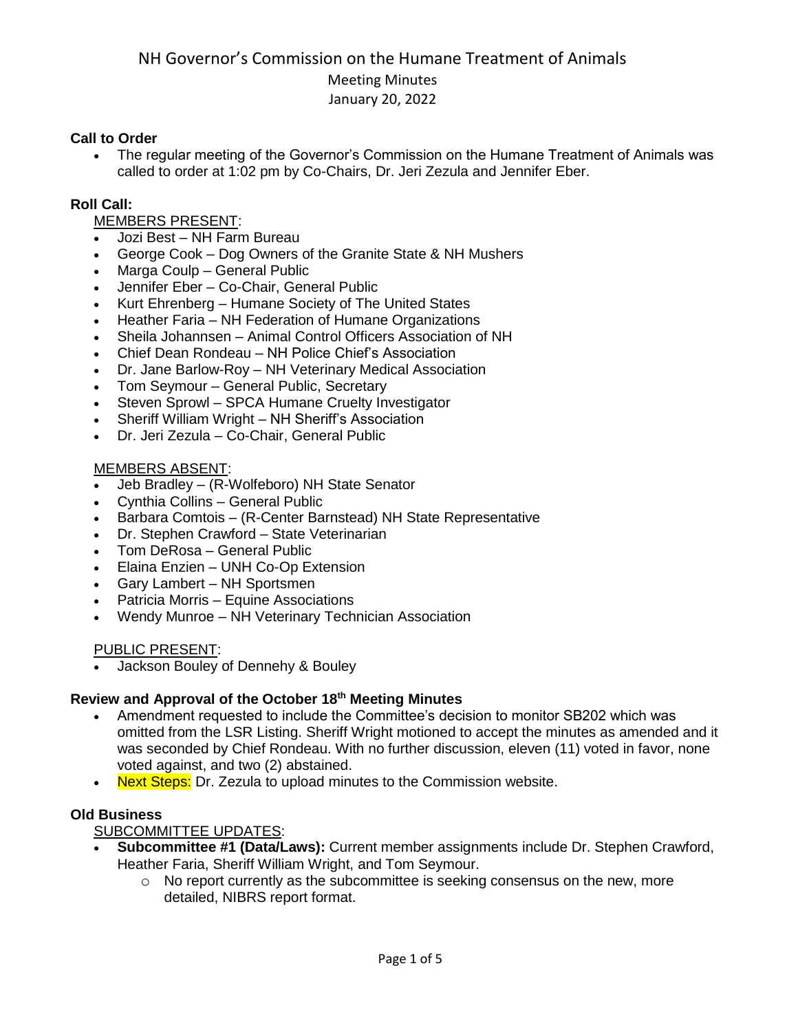# NH Governor's Commission on the Humane Treatment of Animals

Meeting Minutes

January 20, 2022

**Call to Order**

- The regular meeting of the Governor's Commission on the Humane Treatment of Animals was called to order at 1:02 pm by Co-Chairs, Dr. Jeri Zezula and Jennifer Eber.

**Roll Call:**

MEMBERS PRESENT:

- Jozi Best – NH Farm Bureau
- George Cook – Dog Owners of the Granite State & NH Mushers
- Marga Coulp – General Public
- Jennifer Eber – Co-Chair, General Public
- Kurt Ehrenberg – Humane Society of The United States
- Heather Faria – NH Federation of Humane Organizations
- Sheila Johannsen – Animal Control Officers Association of NH
- Chief Dean Rondeau – NH Police Chief's Association
- Dr. Jane Barlow-Roy – NH Veterinary Medical Association
- Tom Seymour – General Public, Secretary
- Steven Sprowl – SPCA Humane Cruelty Investigator
- Sheriff William Wright – NH Sheriff's Association
- Dr. Jeri Zezula – Co-Chair, General Public

MEMBERS ABSENT:

- Jeb Bradley – (R-Wolfeboro) NH State Senator
- Cynthia Collins – General Public
- Barbara Comtois – (R-Center Barnstead) NH State Representative
- Dr. Stephen Crawford – State Veterinarian
- Tom DeRosa – General Public
- Elaina Enzien – UNH Co-Op Extension
- Gary Lambert – NH Sportsmen
- Patricia Morris – Equine Associations
- Wendy Munroe – NH Veterinary Technician Association

PUBLIC PRESENT:

- Jackson Bouley of Dennehy & Bouley

**Review and Approval of the October 18th Meeting Minutes**

- Amendment requested to include the Committee's decision to monitor SB202 which was omitted from the LSR Listing. Sheriff Wright motioned to accept the minutes as amended and it was seconded by Chief Rondeau. With no further discussion, eleven (11) voted in favor, none voted against, and two (2) abstained.
- Next Steps: Dr. Zezula to upload minutes to the Commission website.

**Old Business**

SUBCOMMITTEE UPDATES:

- **Subcommittee #1 (Data/Laws):** Current member assignments include Dr. Stephen Crawford, Heather Faria, Sheriff William Wright, and Tom Seymour.
  - No report currently as the subcommittee is seeking consensus on the new, more detailed, NIBRS report format.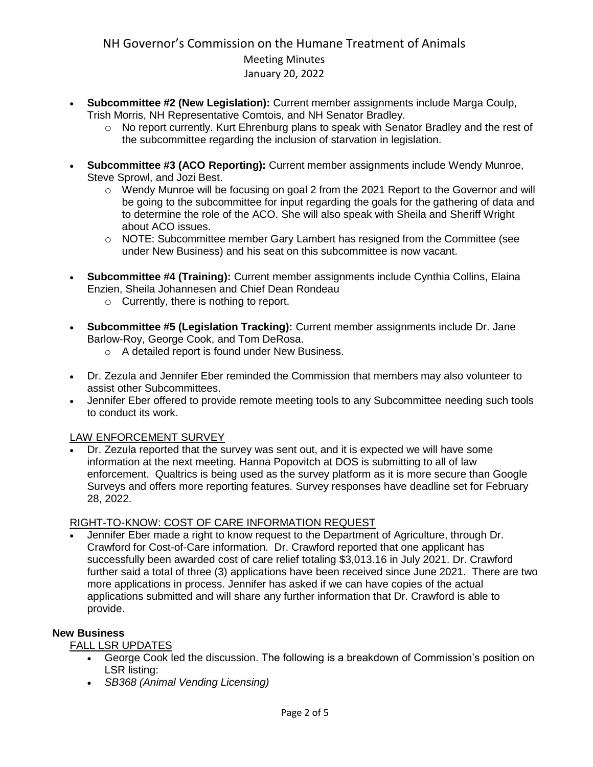- **Subcommittee #2 (New Legislation):** Current member assignments include Marga Coulp, Trish Morris, NH Representative Comtois, and NH Senator Bradley.
    - No report currently. Kurt Ehrenburg plans to speak with Senator Bradley and the rest of the subcommittee regarding the inclusion of starvation in legislation.
- **Subcommittee #3 (ACO Reporting):** Current member assignments include Wendy Munroe, Steve Sprowl, and Jozi Best.
    - Wendy Munroe will be focusing on goal 2 from the 2021 Report to the Governor and will be going to the subcommittee for input regarding the goals for the gathering of data and to determine the role of the ACO. She will also speak with Sheila and Sheriff Wright about ACO issues.
    - NOTE: Subcommittee member Gary Lambert has resigned from the Committee (see under New Business) and his seat on this subcommittee is now vacant.
- **Subcommittee #4 (Training):** Current member assignments include Cynthia Collins, Elaina Enzien, Sheila Johannesen and Chief Dean Rondeau
    - Currently, there is nothing to report.
- **Subcommittee #5 (Legislation Tracking):** Current member assignments include Dr. Jane Barlow-Roy, George Cook, and Tom DeRosa.
    - A detailed report is found under New Business.
- Dr. Zezula and Jennifer Eber reminded the Commission that members may also volunteer to assist other Subcommittees.
- Jennifer Eber offered to provide remote meeting tools to any Subcommittee needing such tools to conduct its work.

LAW ENFORCEMENT SURVEY

- Dr. Zezula reported that the survey was sent out, and it is expected we will have some information at the next meeting. Hanna Popovitch at DOS is submitting to all of law enforcement. Qualtrics is being used as the survey platform as it is more secure than Google Surveys and offers more reporting features. Survey responses have deadline set for February 28, 2022.

RIGHT-TO-KNOW: COST OF CARE INFORMATION REQUEST

- Jennifer Eber made a right to know request to the Department of Agriculture, through Dr. Crawford for Cost-of-Care information. Dr. Crawford reported that one applicant has successfully been awarded cost of care relief totaling $3,013.16 in July 2021. Dr. Crawford further said a total of three (3) applications have been received since June 2021. There are two more applications in process. Jennifer has asked if we can have copies of the actual applications submitted and will share any further information that Dr. Crawford is able to provide.

**New Business**

FALL LSR UPDATES

- George Cook led the discussion. The following is a breakdown of Commission's position on LSR listing:
- *SB368 (Animal Vending Licensing)*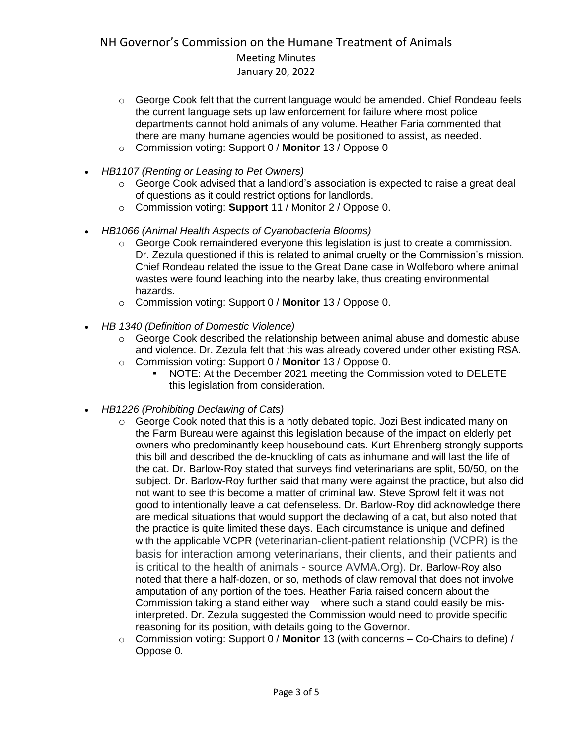- George Cook felt that the current language would be amended. Chief Rondeau feels the current language sets up law enforcement for failure where most police departments cannot hold animals of any volume. Heather Faria commented that there are many humane agencies would be positioned to assist, as needed.
  - Commission voting: Support 0 / **Monitor** 13 / Oppose 0

- *HB1107 (Renting or Leasing to Pet Owners)*
  - George Cook advised that a landlord's association is expected to raise a great deal of questions as it could restrict options for landlords.
  - Commission voting: **Support** 11 / Monitor 2 / Oppose 0.

- *HB1066 (Animal Health Aspects of Cyanobacteria Blooms)*
  - George Cook remaindered everyone this legislation is just to create a commission. Dr. Zezula questioned if this is related to animal cruelty or the Commission's mission. Chief Rondeau related the issue to the Great Dane case in Wolfeboro where animal wastes were found leaching into the nearby lake, thus creating environmental hazards.
  - Commission voting: Support 0 / **Monitor** 13 / Oppose 0.

- *HB 1340 (Definition of Domestic Violence)*
  - George Cook described the relationship between animal abuse and domestic abuse and violence. Dr. Zezula felt that this was already covered under other existing RSA.
  - Commission voting: Support 0 / **Monitor** 13 / Oppose 0.
    - NOTE: At the December 2021 meeting the Commission voted to DELETE this legislation from consideration.

- *HB1226 (Prohibiting Declawing of Cats)*
  - George Cook noted that this is a hotly debated topic. Jozi Best indicated many on the Farm Bureau were against this legislation because of the impact on elderly pet owners who predominantly keep housebound cats. Kurt Ehrenberg strongly supports this bill and described the de-knuckling of cats as inhumane and will last the life of the cat. Dr. Barlow-Roy stated that surveys find veterinarians are split, 50/50, on the subject. Dr. Barlow-Roy further said that many were against the practice, but also did not want to see this become a matter of criminal law. Steve Sprowl felt it was not good to intentionally leave a cat defenseless. Dr. Barlow-Roy did acknowledge there are medical situations that would support the declawing of a cat, but also noted that the practice is quite limited these days. Each circumstance is unique and defined with the applicable VCPR (veterinarian-client-patient relationship (VCPR) is the basis for interaction among veterinarians, their clients, and their patients and is critical to the health of animals - source AVMA.Org). Dr. Barlow-Roy also noted that there a half-dozen, or so, methods of claw removal that does not involve amputation of any portion of the toes. Heather Faria raised concern about the Commission taking a stand either way where such a stand could easily be mis-interpreted. Dr. Zezula suggested the Commission would need to provide specific reasoning for its position, with details going to the Governor.
  - Commission voting: Support 0 / **Monitor** 13 (<u>with concerns – Co-Chairs to define</u>) / Oppose 0.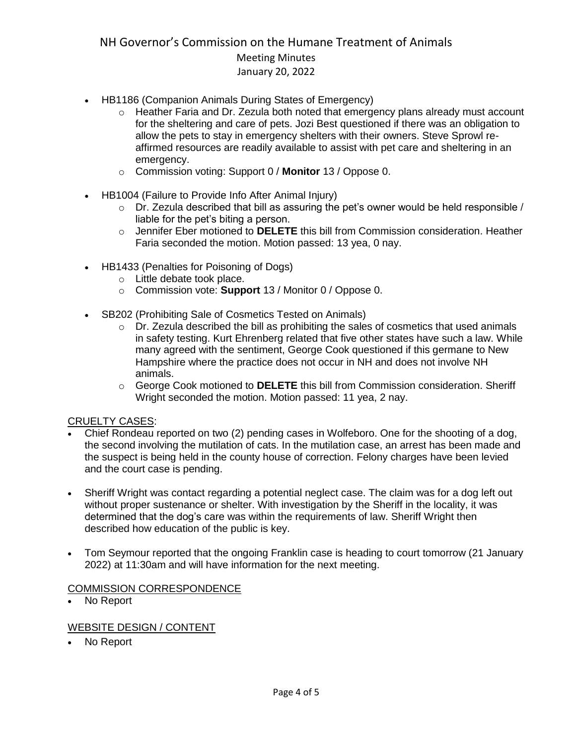- HB1186 (Companion Animals During States of Emergency)
  - Heather Faria and Dr. Zezula both noted that emergency plans already must account for the sheltering and care of pets. Jozi Best questioned if there was an obligation to allow the pets to stay in emergency shelters with their owners. Steve Sprowl re-affirmed resources are readily available to assist with pet care and sheltering in an emergency.
  - Commission voting: Support 0 / **Monitor** 13 / Oppose 0.

- HB1004 (Failure to Provide Info After Animal Injury)
  - Dr. Zezula described that bill as assuring the pet's owner would be held responsible / liable for the pet's biting a person.
  - Jennifer Eber motioned to **DELETE** this bill from Commission consideration. Heather Faria seconded the motion. Motion passed: 13 yea, 0 nay.

- HB1433 (Penalties for Poisoning of Dogs)
  - Little debate took place.
  - Commission vote: **Support** 13 / Monitor 0 / Oppose 0.

- SB202 (Prohibiting Sale of Cosmetics Tested on Animals)
  - Dr. Zezula described the bill as prohibiting the sales of cosmetics that used animals in safety testing. Kurt Ehrenberg related that five other states have such a law. While many agreed with the sentiment, George Cook questioned if this germane to New Hampshire where the practice does not occur in NH and does not involve NH animals.
  - George Cook motioned to **DELETE** this bill from Commission consideration. Sheriff Wright seconded the motion. Motion passed: 11 yea, 2 nay.

## CRUELTY CASES:

- Chief Rondeau reported on two (2) pending cases in Wolfeboro. One for the shooting of a dog, the second involving the mutilation of cats. In the mutilation case, an arrest has been made and the suspect is being held in the county house of correction. Felony charges have been levied and the court case is pending.

- Sheriff Wright was contact regarding a potential neglect case. The claim was for a dog left out without proper sustenance or shelter. With investigation by the Sheriff in the locality, it was determined that the dog's care was within the requirements of law. Sheriff Wright then described how education of the public is key.

- Tom Seymour reported that the ongoing Franklin case is heading to court tomorrow (21 January 2022) at 11:30am and will have information for the next meeting.

## COMMISSION CORRESPONDENCE

- No Report

## WEBSITE DESIGN / CONTENT

- No Report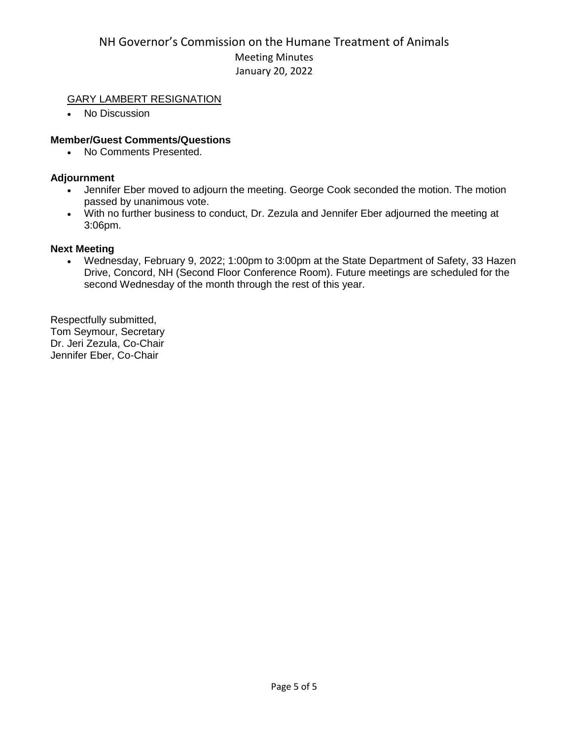GARY LAMBERT RESIGNATION

- No Discussion

**Member/Guest Comments/Questions**

- No Comments Presented.

**Adjournment**

- Jennifer Eber moved to adjourn the meeting. George Cook seconded the motion. The motion passed by unanimous vote.
- With no further business to conduct, Dr. Zezula and Jennifer Eber adjourned the meeting at 3:06pm.

**Next Meeting**

- Wednesday, February 9, 2022; 1:00pm to 3:00pm at the State Department of Safety, 33 Hazen Drive, Concord, NH (Second Floor Conference Room). Future meetings are scheduled for the second Wednesday of the month through the rest of this year.

Respectfully submitted,
Tom Seymour, Secretary
Dr. Jeri Zezula, Co-Chair
Jennifer Eber, Co-Chair